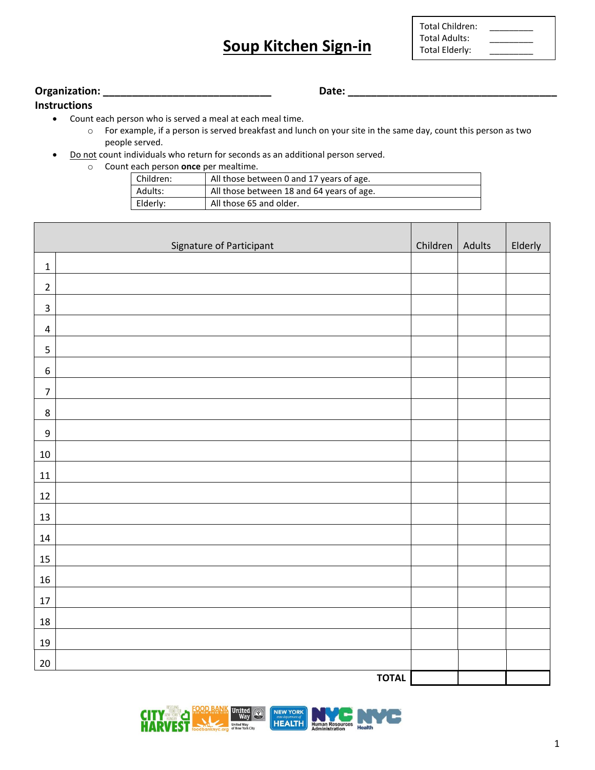# Soup Kitchen Sign-in

| Total Children: | ________ |
|---|---|
| Total Adults: | ________ |
| Total Elderly: | ________ |

**Organization:** ______________________________ **Date:** ______________________________________

**Instructions**

- Count each person who is served a meal at each meal time.
  - For example, if a person is served breakfast and lunch on your site in the same day, count this person as two people served.
- Do not count individuals who return for seconds as an additional person served.
  - Count each person **once** per mealtime.

| Children: | All those between 0 and 17 years of age. |
|---|---|
| Adults: | All those between 18 and 64 years of age. |
| Elderly: | All those 65 and older. |

| | Signature of Participant | Children | Adults | Elderly |
|---|---|---|---|---|
| 1 | | | | |
| 2 | | | | |
| 3 | | | | |
| 4 | | | | |
| 5 | | | | |
| 6 | | | | |
| 7 | | | | |
| 8 | | | | |
| 9 | | | | |
| 10 | | | | |
| 11 | | | | |
| 12 | | | | |
| 13 | | | | |
| 14 | | | | |
| 15 | | | | |
| 16 | | | | |
| 17 | | | | |
| 18 | | | | |
| 19 | | | | |
| 20 | | | | |
| | **TOTAL** | | | |

CITY HARVEST | FOOD BANK FOR NEW YORK CITY foodbanknyc.org | United Way of New York City | NEW YORK state department of HEALTH | NYC Human Resources Administration | NYC Health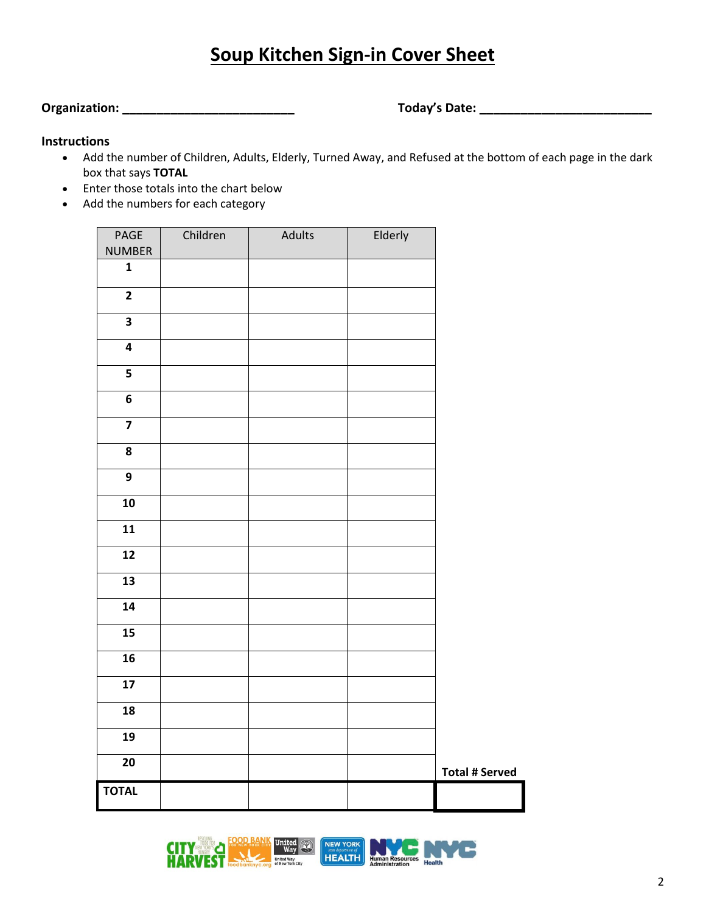# Soup Kitchen Sign-in Cover Sheet

**Organization:** _________________________ **Today's Date:** _________________________

**Instructions**

- Add the number of Children, Adults, Elderly, Turned Away, and Refused at the bottom of each page in the dark box that says **TOTAL**
- Enter those totals into the chart below
- Add the numbers for each category

| PAGE NUMBER | Children | Adults | Elderly | Total # Served |
|---|---|---|---|---|
| **1** | | | | |
| **2** | | | | |
| **3** | | | | |
| **4** | | | | |
| **5** | | | | |
| **6** | | | | |
| **7** | | | | |
| **8** | | | | |
| **9** | | | | |
| **10** | | | | |
| **11** | | | | |
| **12** | | | | |
| **13** | | | | |
| **14** | | | | |
| **15** | | | | |
| **16** | | | | |
| **17** | | | | |
| **18** | | | | |
| **19** | | | | |
| **20** | | | | |
| **TOTAL** | | | | |